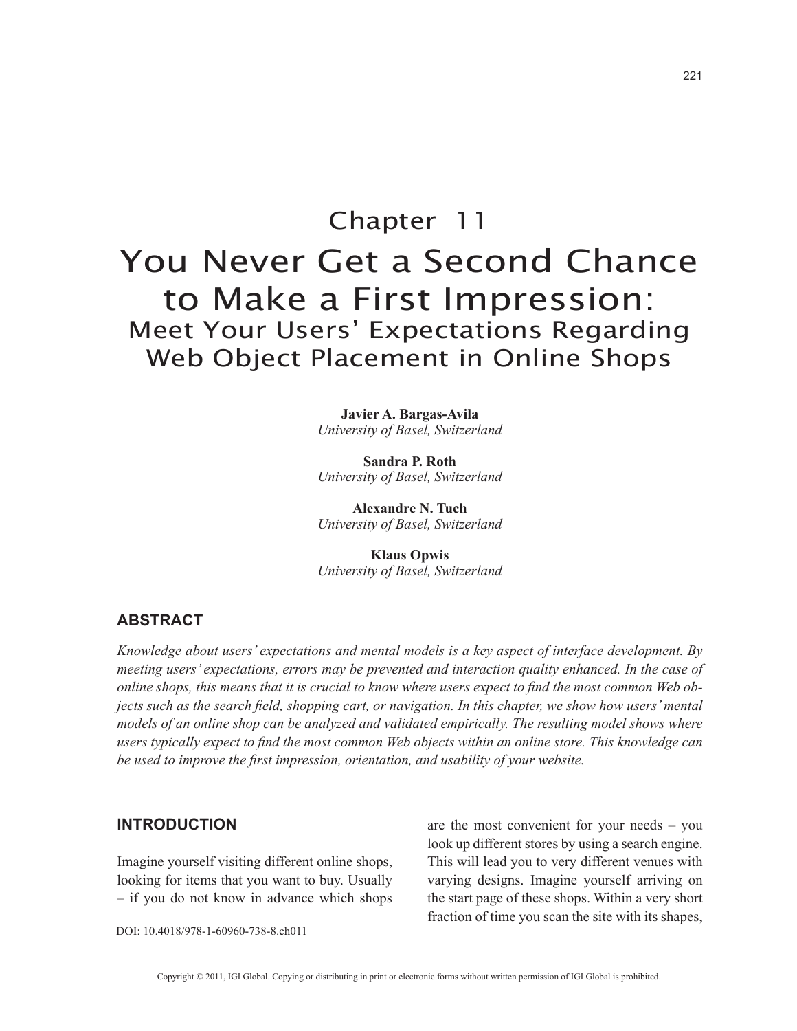# Chapter 11

# You Never Get a Second Chance to Make a First Impression:

## Meet Your Users' Expectations Regarding Web Object Placement in Online Shops

**Javier A. Bargas-Avila**
*University of Basel, Switzerland*

**Sandra P. Roth**
*University of Basel, Switzerland*

**Alexandre N. Tuch**
*University of Basel, Switzerland*

**Klaus Opwis**
*University of Basel, Switzerland*

## ABSTRACT

*Knowledge about users' expectations and mental models is a key aspect of interface development. By meeting users' expectations, errors may be prevented and interaction quality enhanced. In the case of online shops, this means that it is crucial to know where users expect to find the most common Web objects such as the search field, shopping cart, or navigation. In this chapter, we show how users' mental models of an online shop can be analyzed and validated empirically. The resulting model shows where users typically expect to find the most common Web objects within an online store. This knowledge can be used to improve the first impression, orientation, and usability of your website.*

## INTRODUCTION

Imagine yourself visiting different online shops, looking for items that you want to buy. Usually – if you do not know in advance which shops are the most convenient for your needs – you look up different stores by using a search engine. This will lead you to very different venues with varying designs. Imagine yourself arriving on the start page of these shops. Within a very short fraction of time you scan the site with its shapes,

DOI: 10.4018/978-1-60960-738-8.ch011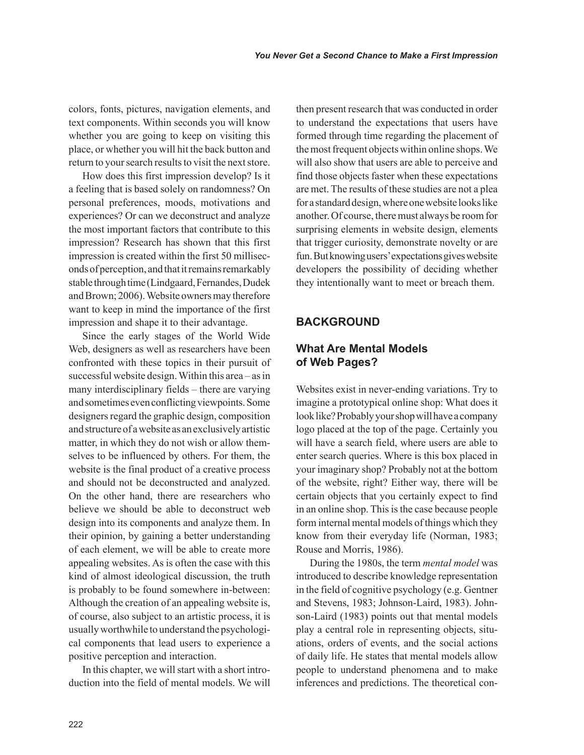colors, fonts, pictures, navigation elements, and text components. Within seconds you will know whether you are going to keep on visiting this place, or whether you will hit the back button and return to your search results to visit the next store.

How does this first impression develop? Is it a feeling that is based solely on randomness? On personal preferences, moods, motivations and experiences? Or can we deconstruct and analyze the most important factors that contribute to this impression? Research has shown that this first impression is created within the first 50 milliseconds of perception, and that it remains remarkably stable through time (Lindgaard, Fernandes, Dudek and Brown; 2006). Website owners may therefore want to keep in mind the importance of the first impression and shape it to their advantage.

Since the early stages of the World Wide Web, designers as well as researchers have been confronted with these topics in their pursuit of successful website design. Within this area – as in many interdisciplinary fields – there are varying and sometimes even conflicting viewpoints. Some designers regard the graphic design, composition and structure of a website as an exclusively artistic matter, in which they do not wish or allow themselves to be influenced by others. For them, the website is the final product of a creative process and should not be deconstructed and analyzed. On the other hand, there are researchers who believe we should be able to deconstruct web design into its components and analyze them. In their opinion, by gaining a better understanding of each element, we will be able to create more appealing websites. As is often the case with this kind of almost ideological discussion, the truth is probably to be found somewhere in-between: Although the creation of an appealing website is, of course, also subject to an artistic process, it is usually worthwhile to understand the psychological components that lead users to experience a positive perception and interaction.

In this chapter, we will start with a short introduction into the field of mental models. We will then present research that was conducted in order to understand the expectations that users have formed through time regarding the placement of the most frequent objects within online shops. We will also show that users are able to perceive and find those objects faster when these expectations are met. The results of these studies are not a plea for a standard design, where one website looks like another. Of course, there must always be room for surprising elements in website design, elements that trigger curiosity, demonstrate novelty or are fun. But knowing users' expectations gives website developers the possibility of deciding whether they intentionally want to meet or breach them.

## BACKGROUND

### What Are Mental Models of Web Pages?

Websites exist in never-ending variations. Try to imagine a prototypical online shop: What does it look like? Probably your shop will have a company logo placed at the top of the page. Certainly you will have a search field, where users are able to enter search queries. Where is this box placed in your imaginary shop? Probably not at the bottom of the website, right? Either way, there will be certain objects that you certainly expect to find in an online shop. This is the case because people form internal mental models of things which they know from their everyday life (Norman, 1983; Rouse and Morris, 1986).

During the 1980s, the term *mental model* was introduced to describe knowledge representation in the field of cognitive psychology (e.g. Gentner and Stevens, 1983; Johnson-Laird, 1983). Johnson-Laird (1983) points out that mental models play a central role in representing objects, situations, orders of events, and the social actions of daily life. He states that mental models allow people to understand phenomena and to make inferences and predictions. The theoretical con-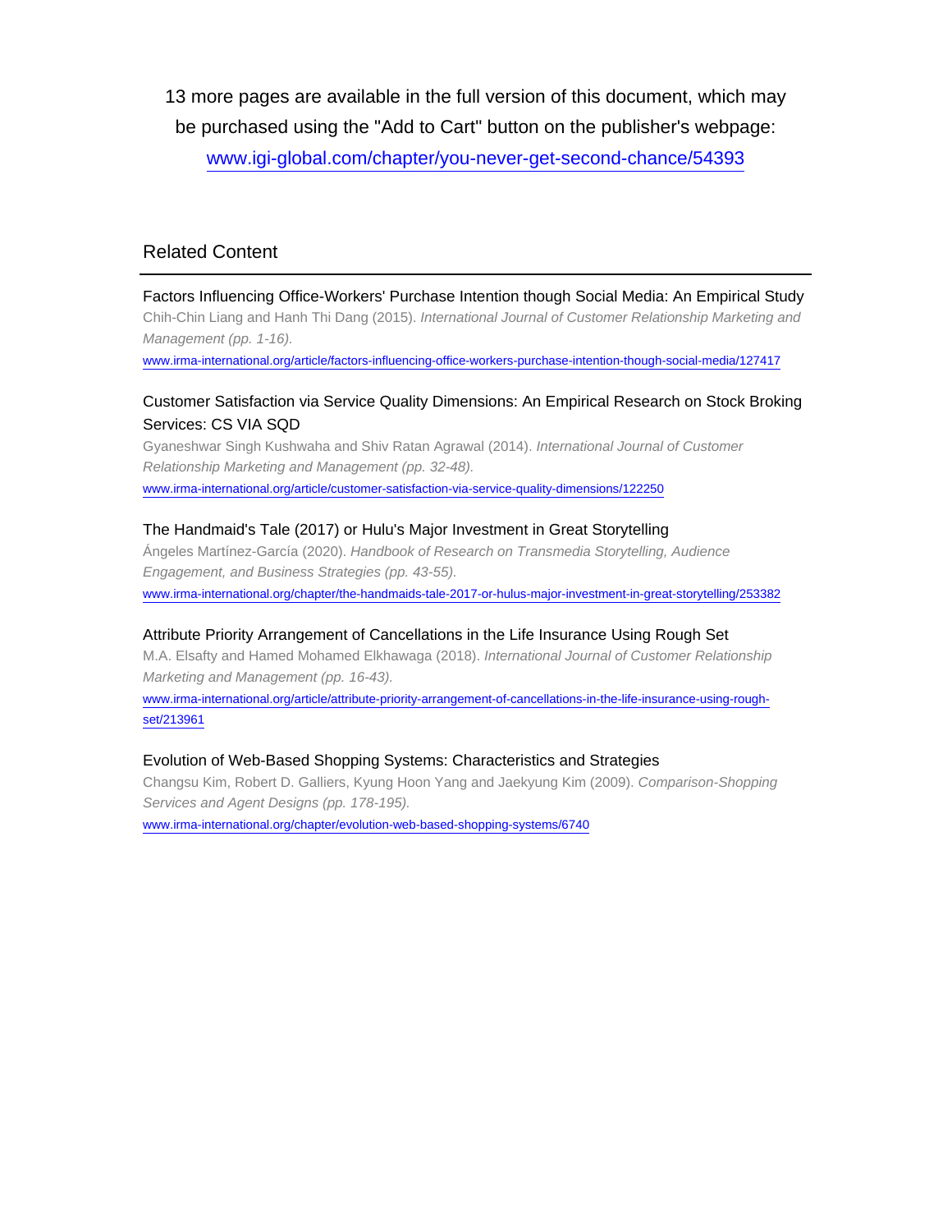13 more pages are available in the full version of this document, which may be purchased using the "Add to Cart" button on the publisher's webpage: [www.igi-global.com/chapter/you-never-get-second-chance/54393](www.igi-global.com/chapter/you-never-get-second-chance/54393)

## Related Content

**Factors Influencing Office-Workers' Purchase Intention though Social Media: An Empirical Study**
Chih-Chin Liang and Hanh Thi Dang (2015). *International Journal of Customer Relationship Marketing and Management (pp. 1-16).*
[www.irma-international.org/article/factors-influencing-office-workers-purchase-intention-though-social-media/127417](www.irma-international.org/article/factors-influencing-office-workers-purchase-intention-though-social-media/127417)

**Customer Satisfaction via Service Quality Dimensions: An Empirical Research on Stock Broking Services: CS VIA SQD**
Gyaneshwar Singh Kushwaha and Shiv Ratan Agrawal (2014). *International Journal of Customer Relationship Marketing and Management (pp. 32-48).*
[www.irma-international.org/article/customer-satisfaction-via-service-quality-dimensions/122250](www.irma-international.org/article/customer-satisfaction-via-service-quality-dimensions/122250)

**The Handmaid's Tale (2017) or Hulu's Major Investment in Great Storytelling**
Ángeles Martínez-García (2020). *Handbook of Research on Transmedia Storytelling, Audience Engagement, and Business Strategies (pp. 43-55).*
[www.irma-international.org/chapter/the-handmaids-tale-2017-or-hulus-major-investment-in-great-storytelling/253382](www.irma-international.org/chapter/the-handmaids-tale-2017-or-hulus-major-investment-in-great-storytelling/253382)

**Attribute Priority Arrangement of Cancellations in the Life Insurance Using Rough Set**
M.A. Elsafty and Hamed Mohamed Elkhawaga (2018). *International Journal of Customer Relationship Marketing and Management (pp. 16-43).*
[www.irma-international.org/article/attribute-priority-arrangement-of-cancellations-in-the-life-insurance-using-rough-set/213961](www.irma-international.org/article/attribute-priority-arrangement-of-cancellations-in-the-life-insurance-using-rough-set/213961)

**Evolution of Web-Based Shopping Systems: Characteristics and Strategies**
Changsu Kim, Robert D. Galliers, Kyung Hoon Yang and Jaekyung Kim (2009). *Comparison-Shopping Services and Agent Designs (pp. 178-195).*
[www.irma-international.org/chapter/evolution-web-based-shopping-systems/6740](www.irma-international.org/chapter/evolution-web-based-shopping-systems/6740)